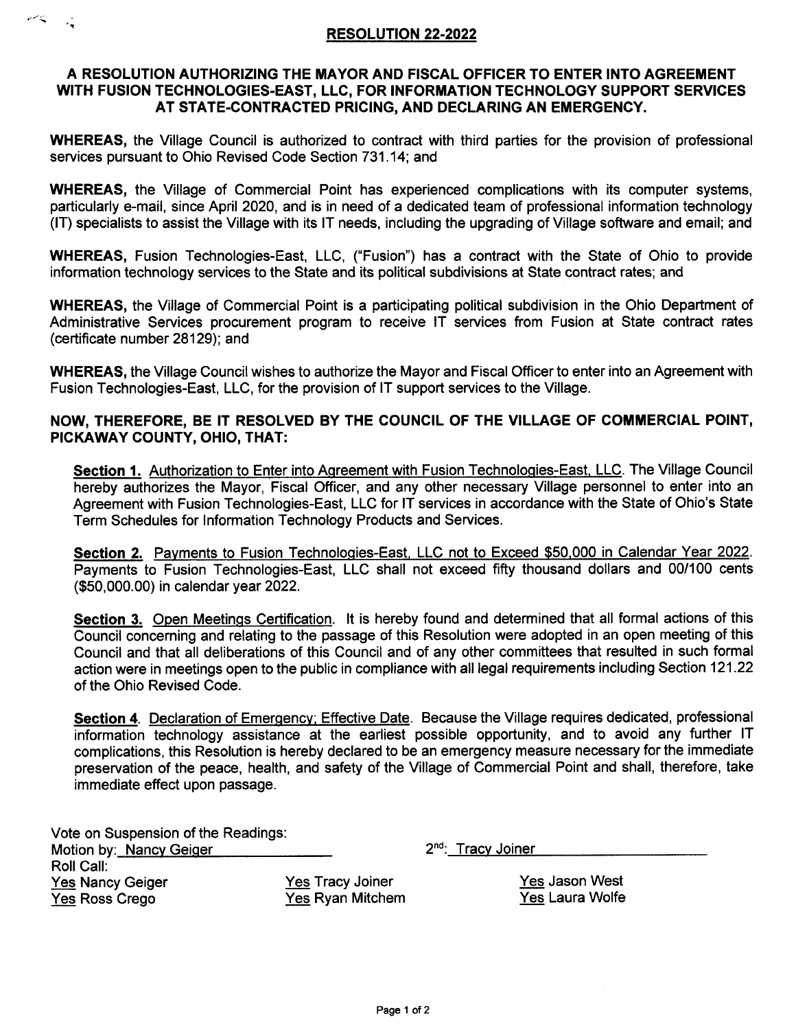# RESOLUTION 22-2022

## A RESOLUTION AUTHORIZING THE MAYOR AND FISCAL OFFICER TO ENTER INTO AGREEMENT WITH FUSION TECHNOLOGIES-EAST, LLC, FOR INFORMATION TECHNOLOGY SUPPORT SERVICES AT STATE-CONTRACTED PRICING, AND DECLARING AN EMERGENCY.

**WHEREAS,** the Village Council is authorized to contract with third parties for the provision of professional services pursuant to Ohio Revised Code Section 731.14; and

**WHEREAS,** the Village of Commercial Point has experienced complications with its computer systems, particularly e-mail, since April 2020, and is in need of a dedicated team of professional information technology (IT) specialists to assist the Village with its IT needs, including the upgrading of Village software and email; and

**WHEREAS,** Fusion Technologies-East, LLC, ("Fusion") has a contract with the State of Ohio to provide information technology services to the State and its political subdivisions at State contract rates; and

**WHEREAS,** the Village of Commercial Point is a participating political subdivision in the Ohio Department of Administrative Services procurement program to receive IT services from Fusion at State contract rates (certificate number 28129); and

**WHEREAS,** the Village Council wishes to authorize the Mayor and Fiscal Officer to enter into an Agreement with Fusion Technologies-East, LLC, for the provision of IT support services to the Village.

**NOW, THEREFORE, BE IT RESOLVED BY THE COUNCIL OF THE VILLAGE OF COMMERCIAL POINT, PICKAWAY COUNTY, OHIO, THAT:**

**Section 1.** Authorization to Enter into Agreement with Fusion Technologies-East, LLC. The Village Council hereby authorizes the Mayor, Fiscal Officer, and any other necessary Village personnel to enter into an Agreement with Fusion Technologies-East, LLC for IT services in accordance with the State of Ohio's State Term Schedules for Information Technology Products and Services.

**Section 2.** Payments to Fusion Technologies-East, LLC not to Exceed $50,000 in Calendar Year 2022. Payments to Fusion Technologies-East, LLC shall not exceed fifty thousand dollars and 00/100 cents ($50,000.00) in calendar year 2022.

**Section 3.** Open Meetings Certification. It is hereby found and determined that all formal actions of this Council concerning and relating to the passage of this Resolution were adopted in an open meeting of this Council and that all deliberations of this Council and of any other committees that resulted in such formal action were in meetings open to the public in compliance with all legal requirements including Section 121.22 of the Ohio Revised Code.

**Section 4**. Declaration of Emergency; Effective Date. Because the Village requires dedicated, professional information technology assistance at the earliest possible opportunity, and to avoid any further IT complications, this Resolution is hereby declared to be an emergency measure necessary for the immediate preservation of the peace, health, and safety of the Village of Commercial Point and shall, therefore, take immediate effect upon passage.

Vote on Suspension of the Readings:
Motion by: Nancy Geiger 2nd: Tracy Joiner
Roll Call:

Yes Nancy Geiger
Yes Ross Crego
Yes Tracy Joiner
Yes Ryan Mitchem
Yes Jason West
Yes Laura Wolfe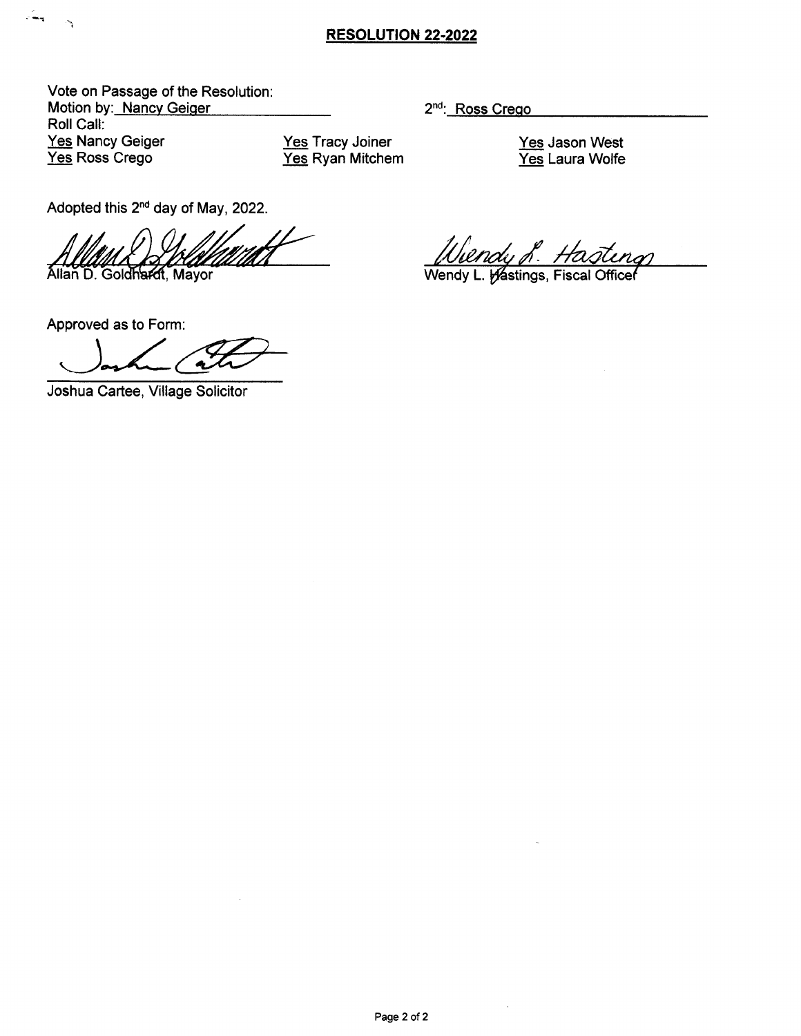## RESOLUTION 22-2022

Vote on Passage of the Resolution:
Motion by: Nancy Geiger

2nd: Ross Crego

Roll Call:

| | | |
|---|---|---|
| Yes Nancy Geiger | Yes Tracy Joiner | Yes Jason West |
| Yes Ross Crego | Yes Ryan Mitchem | Yes Laura Wolfe |

Adopted this 2nd day of May, 2022.

Allan D. Goldhardt, Mayor

Wendy L. Hastings, Fiscal Officer

Approved as to Form:

Joshua Cartee, Village Solicitor